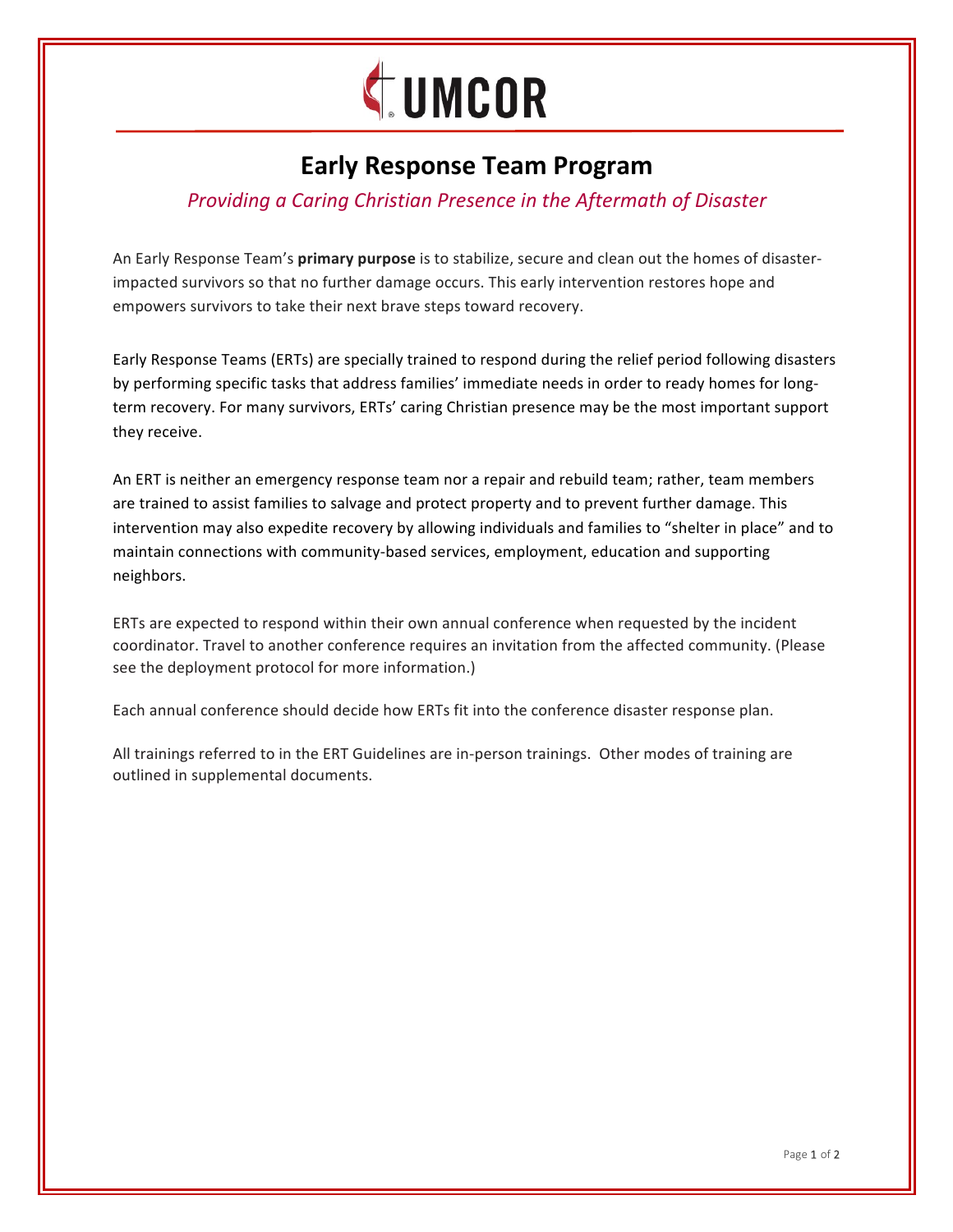UMCOR

# Early Response Team Program

*Providing a Caring Christian Presence in the Aftermath of Disaster*

An Early Response Team's **primary purpose** is to stabilize, secure and clean out the homes of disaster-impacted survivors so that no further damage occurs. This early intervention restores hope and empowers survivors to take their next brave steps toward recovery.

Early Response Teams (ERTs) are specially trained to respond during the relief period following disasters by performing specific tasks that address families' immediate needs in order to ready homes for long-term recovery. For many survivors, ERTs' caring Christian presence may be the most important support they receive.

An ERT is neither an emergency response team nor a repair and rebuild team; rather, team members are trained to assist families to salvage and protect property and to prevent further damage. This intervention may also expedite recovery by allowing individuals and families to "shelter in place" and to maintain connections with community-based services, employment, education and supporting neighbors.

ERTs are expected to respond within their own annual conference when requested by the incident coordinator. Travel to another conference requires an invitation from the affected community. (Please see the deployment protocol for more information.)

Each annual conference should decide how ERTs fit into the conference disaster response plan.

All trainings referred to in the ERT Guidelines are in-person trainings. Other modes of training are outlined in supplemental documents.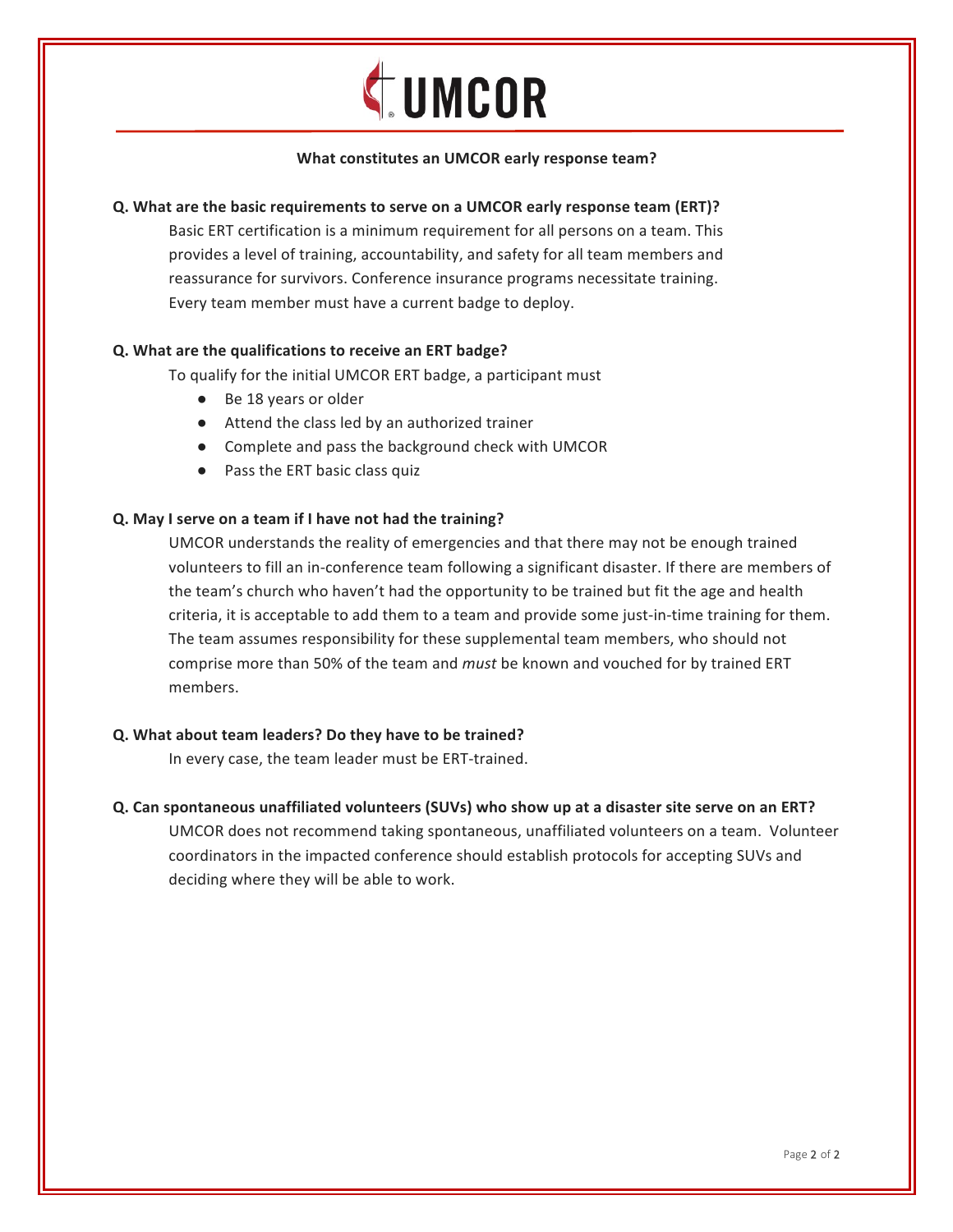UMCOR

**What constitutes an UMCOR early response team?**

**Q. What are the basic requirements to serve on a UMCOR early response team (ERT)?**

Basic ERT certification is a minimum requirement for all persons on a team. This provides a level of training, accountability, and safety for all team members and reassurance for survivors. Conference insurance programs necessitate training. Every team member must have a current badge to deploy.

**Q. What are the qualifications to receive an ERT badge?**

To qualify for the initial UMCOR ERT badge, a participant must

- Be 18 years or older
- Attend the class led by an authorized trainer
- Complete and pass the background check with UMCOR
- Pass the ERT basic class quiz

**Q. May I serve on a team if I have not had the training?**

UMCOR understands the reality of emergencies and that there may not be enough trained volunteers to fill an in-conference team following a significant disaster. If there are members of the team's church who haven't had the opportunity to be trained but fit the age and health criteria, it is acceptable to add them to a team and provide some just-in-time training for them. The team assumes responsibility for these supplemental team members, who should not comprise more than 50% of the team and *must* be known and vouched for by trained ERT members.

**Q. What about team leaders? Do they have to be trained?**

In every case, the team leader must be ERT-trained.

**Q. Can spontaneous unaffiliated volunteers (SUVs) who show up at a disaster site serve on an ERT?**

UMCOR does not recommend taking spontaneous, unaffiliated volunteers on a team. Volunteer coordinators in the impacted conference should establish protocols for accepting SUVs and deciding where they will be able to work.